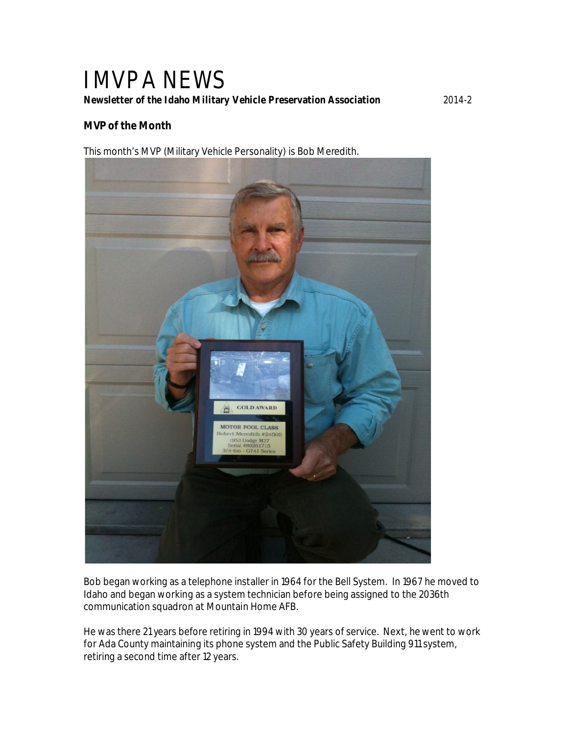# IMVPA NEWS

**Newsletter of the Idaho Military Vehicle Preservation Association** 2014-2

## MVP of the Month

This month's MVP (Military Vehicle Personality) is Bob Meredith.

Bob began working as a telephone installer in 1964 for the Bell System. In 1967 he moved to Idaho and began working as a system technician before being assigned to the 2036th communication squadron at Mountain Home AFB.

He was there 21 years before retiring in 1994 with 30 years of service. Next, he went to work for Ada County maintaining its phone system and the Public Safety Building 911 system, retiring a second time after 12 years.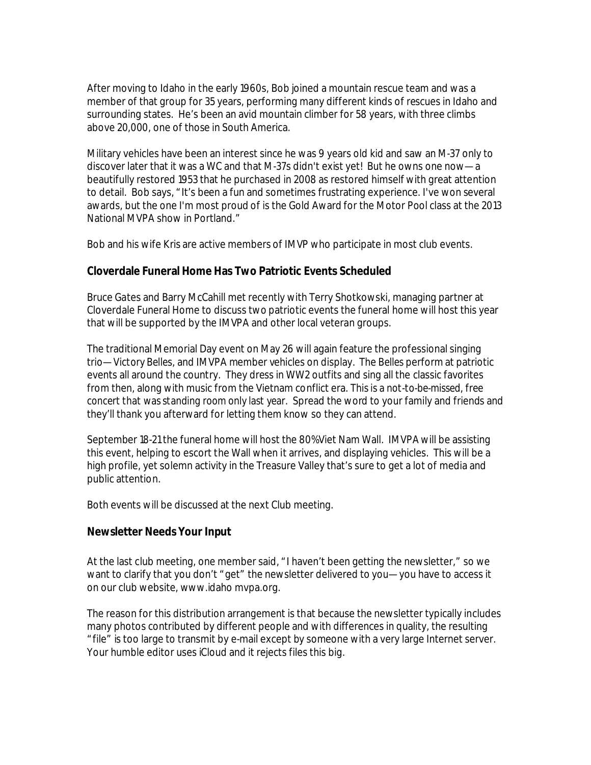After moving to Idaho in the early 1960s, Bob joined a mountain rescue team and was a member of that group for 35 years, performing many different kinds of rescues in Idaho and surrounding states. He's been an avid mountain climber for 58 years, with three climbs above 20,000, one of those in South America.

Military vehicles have been an interest since he was 9 years old kid and saw an M-37 only to discover later that it was a WC and that M-37s didn't exist yet! But he owns one now—a beautifully restored 1953 that he purchased in 2008 as restored himself with great attention to detail. Bob says, "It's been a fun and sometimes frustrating experience. I've won several awards, but the one I'm most proud of is the Gold Award for the Motor Pool class at the 2013 National MVPA show in Portland."

Bob and his wife Kris are active members of IMVP who participate in most club events.

### Cloverdale Funeral Home Has Two Patriotic Events Scheduled

Bruce Gates and Barry McCahill met recently with Terry Shotkowski, managing partner at Cloverdale Funeral Home to discuss two patriotic events the funeral home will host this year that will be supported by the IMVPA and other local veteran groups.

The traditional Memorial Day event on May 26 will again feature the professional singing trio—Victory Belles, and IMVPA member vehicles on display. The Belles perform at patriotic events all around the country. They dress in WW2 outfits and sing all the classic favorites from then, along with music from the Vietnam conflict era. This is a not-to-be-missed, free concert that was standing room only last year. Spread the word to your family and friends and they'll thank you afterward for letting them know so they can attend.

September 18-21 the funeral home will host the 80% Viet Nam Wall. IMVPA will be assisting this event, helping to escort the Wall when it arrives, and displaying vehicles. This will be a high profile, yet solemn activity in the Treasure Valley that's sure to get a lot of media and public attention.

Both events will be discussed at the next Club meeting.

### Newsletter Needs Your Input

At the last club meeting, one member said, "I haven't been getting the newsletter," so we want to clarify that you don't "get" the newsletter delivered to you—you have to access it on our club website, www.idaho mvpa.org.

The reason for this distribution arrangement is that because the newsletter typically includes many photos contributed by different people and with differences in quality, the resulting "file" is too large to transmit by e-mail except by someone with a very large Internet server. Your humble editor uses iCloud and it rejects files this big.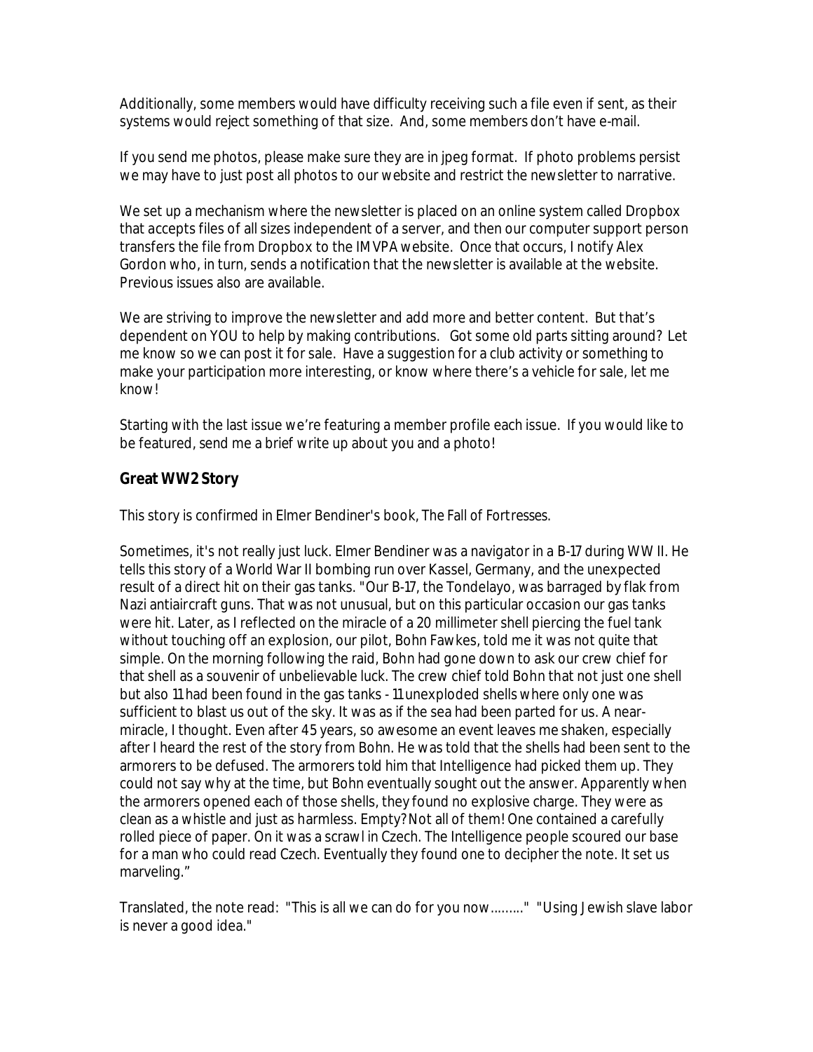Additionally, some members would have difficulty receiving such a file even if sent, as their systems would reject something of that size. And, some members don't have e-mail.

If you send me photos, please make sure they are in jpeg format. If photo problems persist we may have to just post all photos to our website and restrict the newsletter to narrative.

We set up a mechanism where the newsletter is placed on an online system called Dropbox that accepts files of all sizes independent of a server, and then our computer support person transfers the file from Dropbox to the IMVPA website. Once that occurs, I notify Alex Gordon who, in turn, sends a notification that the newsletter is available at the website. Previous issues also are available.

We are striving to improve the newsletter and add more and better content. But that's dependent on YOU to help by making contributions. Got some old parts sitting around? Let me know so we can post it for sale. Have a suggestion for a club activity or something to make your participation more interesting, or know where there's a vehicle for sale, let me know!

Starting with the last issue we're featuring a member profile each issue. If you would like to be featured, send me a brief write up about you and a photo!

### Great WW2 Story

This story is confirmed in Elmer Bendiner's book, The Fall of Fortresses.

Sometimes, it's not really just luck. Elmer Bendiner was a navigator in a B-17 during WW II. He tells this story of a World War II bombing run over Kassel, Germany, and the unexpected result of a direct hit on their gas tanks. "Our B-17, the Tondelayo, was barraged by flak from Nazi antiaircraft guns. That was not unusual, but on this particular occasion our gas tanks were hit. Later, as I reflected on the miracle of a 20 millimeter shell piercing the fuel tank without touching off an explosion, our pilot, Bohn Fawkes, told me it was not quite that simple. On the morning following the raid, Bohn had gone down to ask our crew chief for that shell as a souvenir of unbelievable luck. The crew chief told Bohn that not just one shell but also 11 had been found in the gas tanks - 11 unexploded shells where only one was sufficient to blast us out of the sky. It was as if the sea had been parted for us. A near-miracle, I thought. Even after 45 years, so awesome an event leaves me shaken, especially after I heard the rest of the story from Bohn. He was told that the shells had been sent to the armorers to be defused. The armorers told him that Intelligence had picked them up. They could not say why at the time, but Bohn eventually sought out the answer. Apparently when the armorers opened each of those shells, they found no explosive charge. They were as clean as a whistle and just as harmless. Empty? Not all of them! One contained a carefully rolled piece of paper. On it was a scrawl in Czech. The Intelligence people scoured our base for a man who could read Czech. Eventually they found one to decipher the note. It set us marveling."

Translated, the note read: "This is all we can do for you now........" "Using Jewish slave labor is never a good idea."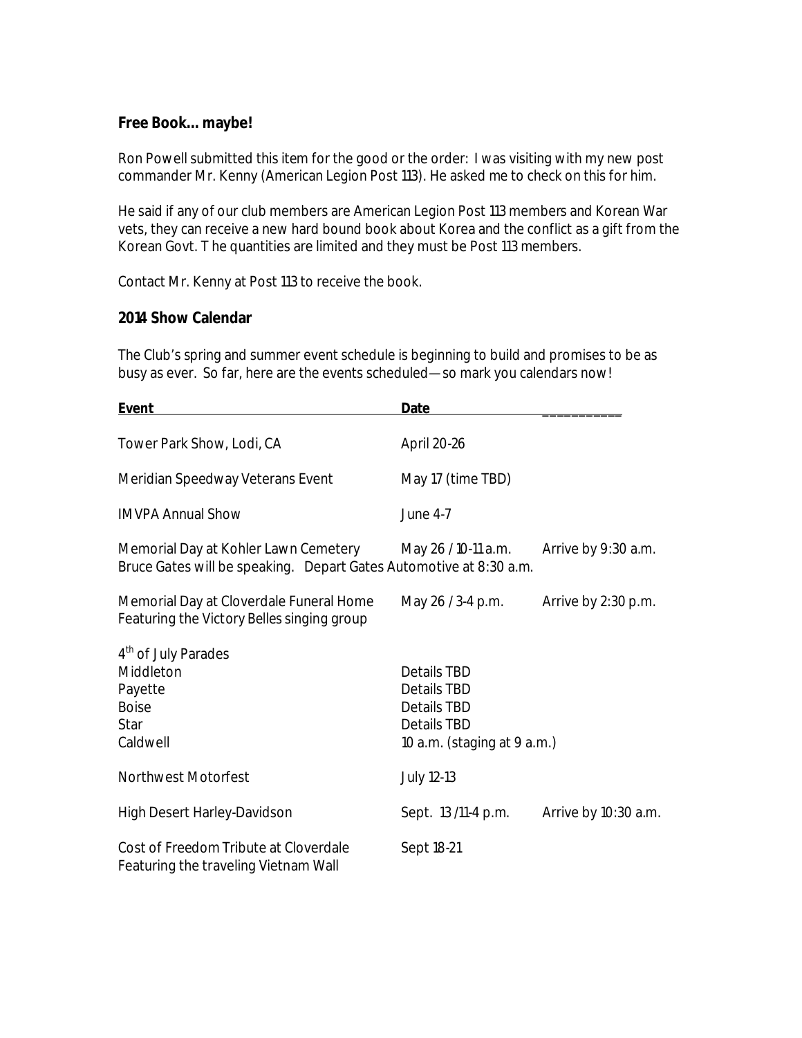### Free Book… maybe!

Ron Powell submitted this item for the good or the order: I was visiting with my new post commander Mr. Kenny (American Legion Post 113). He asked me to check on this for him.

He said if any of our club members are American Legion Post 113 members and Korean War vets, they can receive a new hard bound book about Korea and the conflict as a gift from the Korean Govt. T he quantities are limited and they must be Post 113 members.

Contact Mr. Kenny at Post 113 to receive the book.

### 2014 Show Calendar

The Club's spring and summer event schedule is beginning to build and promises to be as busy as ever. So far, here are the events scheduled—so mark you calendars now!

| Event | Date | |
|---|---|---|
| Tower Park Show, Lodi, CA | April 20-26 | |
| Meridian Speedway Veterans Event | May 17 (time TBD) | |
| IMVPA Annual Show | June 4-7 | |
| Memorial Day at Kohler Lawn Cemetery<br>Bruce Gates will be speaking. Depart Gates Automotive at 8:30 a.m. | May 26 / 10-11 a.m. | Arrive by 9:30 a.m. |
| Memorial Day at Cloverdale Funeral Home<br>Featuring the Victory Belles singing group | May 26 / 3-4 p.m. | Arrive by 2:30 p.m. |
| 4th of July Parades | | |
| Middleton | Details TBD | |
| Payette | Details TBD | |
| Boise | Details TBD | |
| Star | Details TBD | |
| Caldwell | 10 a.m. (staging at 9 a.m.) | |
| Northwest Motorfest | July 12-13 | |
| High Desert Harley-Davidson | Sept. 13 /11-4 p.m. | Arrive by 10:30 a.m. |
| Cost of Freedom Tribute at Cloverdale<br>Featuring the traveling Vietnam Wall | Sept 18-21 | |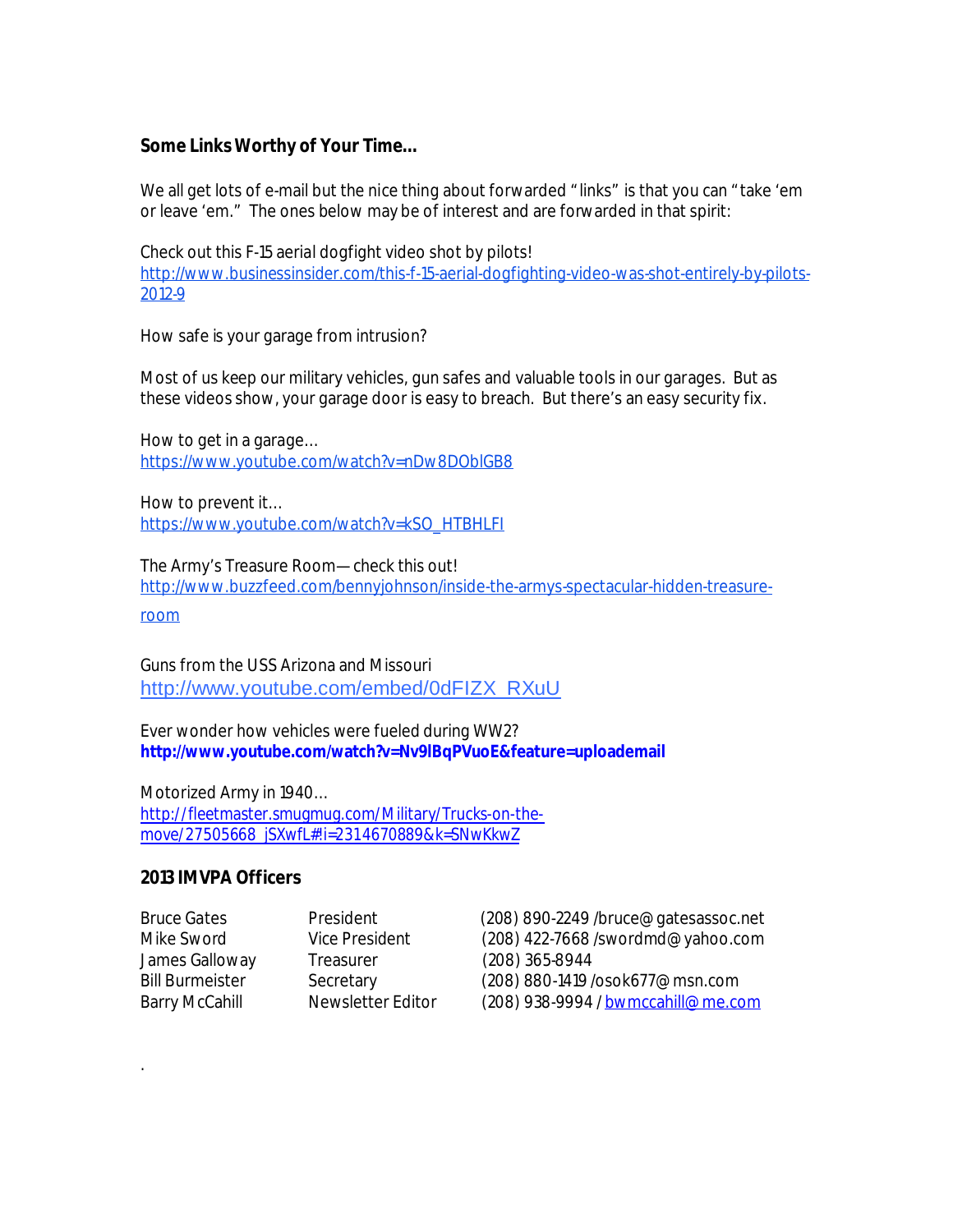### Some Links Worthy of Your Time…

We all get lots of e-mail but the nice thing about forwarded "links" is that you can "take 'em or leave 'em." The ones below may be of interest and are forwarded in that spirit:

Check out this F-15 aerial dogfight video shot by pilots!
http://www.businessinsider.com/this-f-15-aerial-dogfighting-video-was-shot-entirely-by-pilots-2012-9

How safe is your garage from intrusion?

Most of us keep our military vehicles, gun safes and valuable tools in our garages. But as these videos show, your garage door is easy to breach. But there's an easy security fix.

How to get in a garage…
https://www.youtube.com/watch?v=nDw8DOblGB8

How to prevent it…
https://www.youtube.com/watch?v=kSO_HTBHLFI

The Army's Treasure Room—check this out!
http://www.buzzfeed.com/bennyjohnson/inside-the-armys-spectacular-hidden-treasure-room

Guns from the USS Arizona and Missouri
http://www.youtube.com/embed/0dFIZX_RXuU

Ever wonder how vehicles were fueled during WW2?
**http://www.youtube.com/watch?v=Nv9lBqPVuoE&feature=uploademail**

Motorized Army in 1940…
http://fleetmaster.smugmug.com/Military/Trucks-on-the-move/27505668_jSXwfL#!i=2314670889&k=SNwKkwZ

### 2013 IMVPA Officers

| | | |
|---|---|---|
| Bruce Gates | President | (208) 890-2249 /bruce@gatesassoc.net |
| Mike Sword | Vice President | (208) 422-7668 /swordmd@yahoo.com |
| James Galloway | Treasurer | (208) 365-8944 |
| Bill Burmeister | Secretary | (208) 880-1419 /osok677@msn.com |
| Barry McCahill | Newsletter Editor | (208) 938-9994 / bwmccahill@me.com |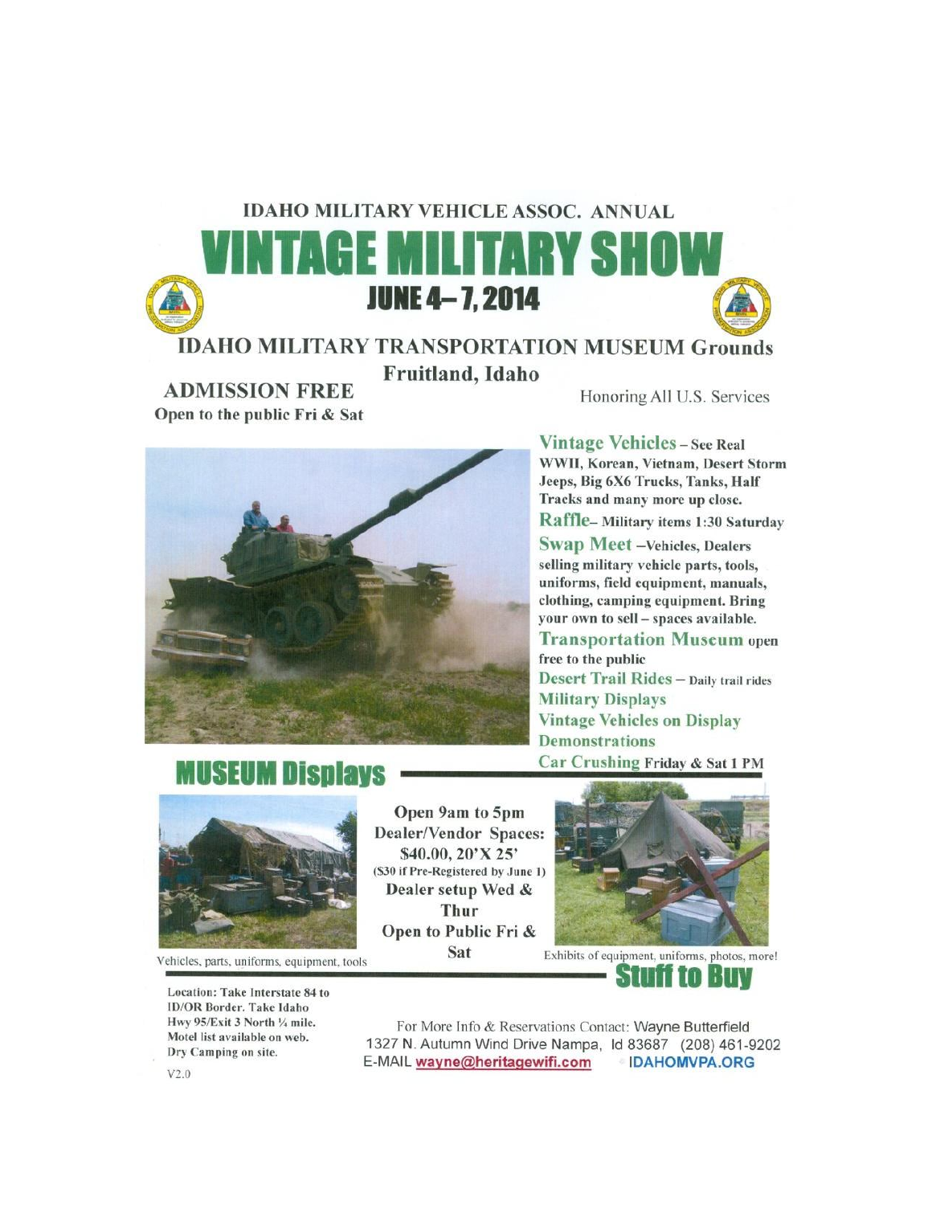IDAHO MILITARY VEHICLE ASSOC. ANNUAL

# VINTAGE MILITARY SHOW

## JUNE 4– 7, 2014

## IDAHO MILITARY TRANSPORTATION MUSEUM Grounds

**Fruitland, Idaho**

**ADMISSION FREE**

**Open to the public Fri & Sat**

Honoring All U.S. Services

**Vintage Vehicles** – **See Real WWII, Korean, Vietnam, Desert Storm Jeeps, Big 6X6 Trucks, Tanks, Half Tracks and many more up close.**

**Raffle**– **Military items 1:30 Saturday**

**Swap Meet** –**Vehicles, Dealers selling military vehicle parts, tools, uniforms, field equipment, manuals, clothing, camping equipment. Bring your own to sell – spaces available.**

**Transportation Museum** **open free to the public**

**Desert Trail Rides** – **Daily trail rides**

**Military Displays**

**Vintage Vehicles on Display**

**Demonstrations**

**Car Crushing** **Friday & Sat 1 PM**

## MUSEUM Displays

Vehicles, parts, uniforms, equipment, tools

**Open 9am to 5pm**

**Dealer/Vendor Spaces: $40.00, 20'X 25'**

**($30 if Pre-Registered by June 1)**

**Dealer setup Wed & Thur**

**Open to Public Fri & Sat**

Exhibits of equipment, uniforms, photos, more!

## Stuff to Buy

**Location: Take Interstate 84 to ID/OR Border. Take Idaho Hwy 95/Exit 3 North ¼ mile. Motel list available on web. Dry Camping on site.**

For More Info & Reservations Contact: Wayne Butterfield
1327 N. Autumn Wind Drive Nampa, Id 83687 (208) 461-9202
E-MAIL **wayne@heritagewifi.com** **IDAHOMVPA.ORG**

V2.0